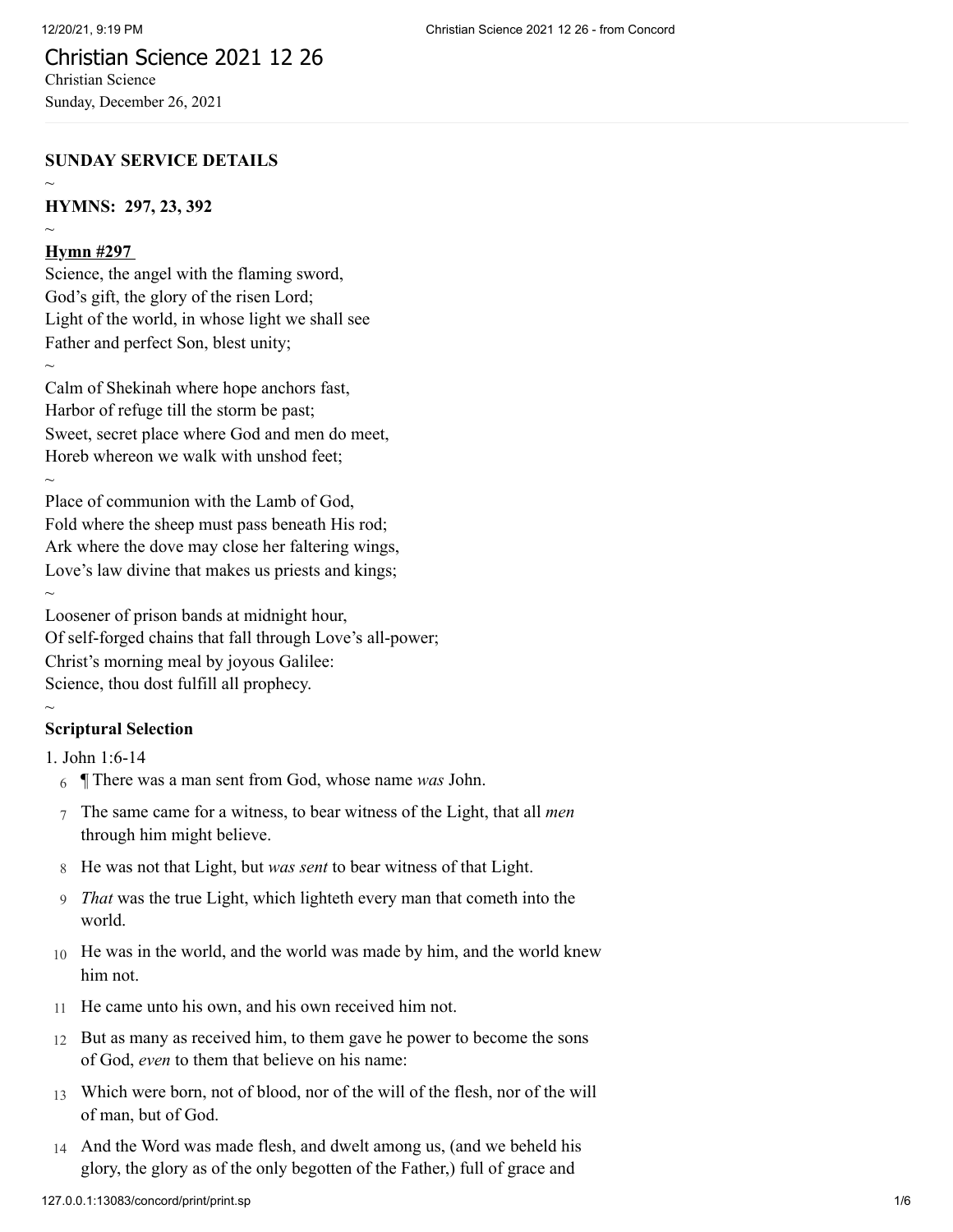# Christian Science 2021 12 26

Christian Science

Sunday, December 26, 2021

---

**SUNDAY SERVICE DETAILS**

~

**HYMNS: 297, 23, 392**

~

**Hymn #297**

Science, the angel with the flaming sword,
God's gift, the glory of the risen Lord;
Light of the world, in whose light we shall see
Father and perfect Son, blest unity;

~

Calm of Shekinah where hope anchors fast,
Harbor of refuge till the storm be past;
Sweet, secret place where God and men do meet,
Horeb whereon we walk with unshod feet;

~

Place of communion with the Lamb of God,
Fold where the sheep must pass beneath His rod;
Ark where the dove may close her faltering wings,
Love's law divine that makes us priests and kings;

~

Loosener of prison bands at midnight hour,
Of self-forged chains that fall through Love's all-power;
Christ's morning meal by joyous Galilee:
Science, thou dost fulfill all prophecy.

~

**Scriptural Selection**

1. John 1:6-14

6 ¶ There was a man sent from God, whose name *was* John.

7 The same came for a witness, to bear witness of the Light, that all *men* through him might believe.

8 He was not that Light, but *was sent* to bear witness of that Light.

9 *That* was the true Light, which lighteth every man that cometh into the world.

10 He was in the world, and the world was made by him, and the world knew him not.

11 He came unto his own, and his own received him not.

12 But as many as received him, to them gave he power to become the sons of God, *even* to them that believe on his name:

13 Which were born, not of blood, nor of the will of the flesh, nor of the will of man, but of God.

14 And the Word was made flesh, and dwelt among us, (and we beheld his glory, the glory as of the only begotten of the Father,) full of grace and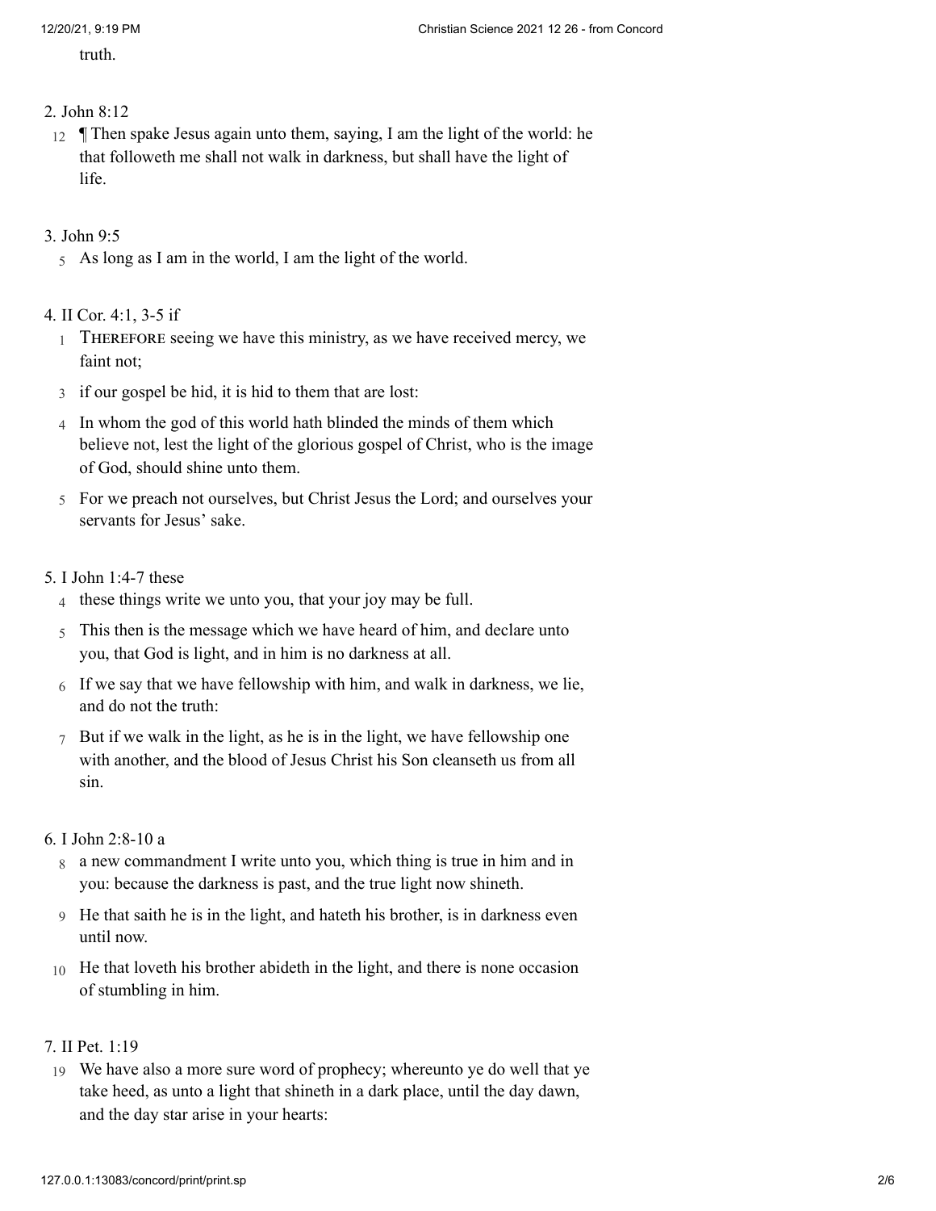truth.

2. John 8:12

12 ¶ Then spake Jesus again unto them, saying, I am the light of the world: he that followeth me shall not walk in darkness, but shall have the light of life.

3. John 9:5

5 As long as I am in the world, I am the light of the world.

4. II Cor. 4:1, 3-5 if

1 THEREFORE seeing we have this ministry, as we have received mercy, we faint not;

3 if our gospel be hid, it is hid to them that are lost:

4 In whom the god of this world hath blinded the minds of them which believe not, lest the light of the glorious gospel of Christ, who is the image of God, should shine unto them.

5 For we preach not ourselves, but Christ Jesus the Lord; and ourselves your servants for Jesus' sake.

5. I John 1:4-7 these

4 these things write we unto you, that your joy may be full.

5 This then is the message which we have heard of him, and declare unto you, that God is light, and in him is no darkness at all.

6 If we say that we have fellowship with him, and walk in darkness, we lie, and do not the truth:

7 But if we walk in the light, as he is in the light, we have fellowship one with another, and the blood of Jesus Christ his Son cleanseth us from all sin.

6. I John 2:8-10 a

8 a new commandment I write unto you, which thing is true in him and in you: because the darkness is past, and the true light now shineth.

9 He that saith he is in the light, and hateth his brother, is in darkness even until now.

10 He that loveth his brother abideth in the light, and there is none occasion of stumbling in him.

7. II Pet. 1:19

19 We have also a more sure word of prophecy; whereunto ye do well that ye take heed, as unto a light that shineth in a dark place, until the day dawn, and the day star arise in your hearts: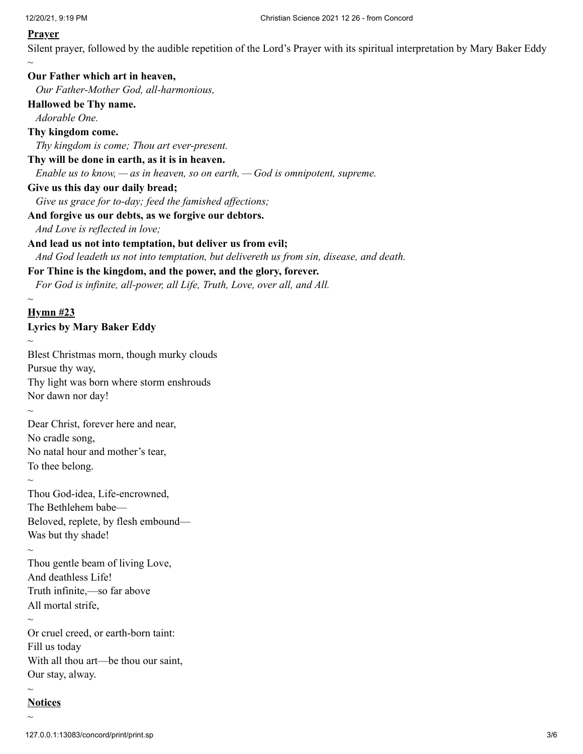**Prayer**

Silent prayer, followed by the audible repetition of the Lord's Prayer with its spiritual interpretation by Mary Baker Eddy

~

**Our Father which art in heaven,**
*Our Father-Mother God, all-harmonious,*
**Hallowed be Thy name.**
*Adorable One.*
**Thy kingdom come.**
*Thy kingdom is come; Thou art ever-present.*
**Thy will be done in earth, as it is in heaven.**
*Enable us to know, — as in heaven, so on earth, — God is omnipotent, supreme.*
**Give us this day our daily bread;**
*Give us grace for to-day; feed the famished affections;*
**And forgive us our debts, as we forgive our debtors.**
*And Love is reflected in love;*
**And lead us not into temptation, but deliver us from evil;**
*And God leadeth us not into temptation, but delivereth us from sin, disease, and death.*
**For Thine is the kingdom, and the power, and the glory, forever.**
*For God is infinite, all-power, all Life, Truth, Love, over all, and All.*

~

**Hymn #23**

**Lyrics by Mary Baker Eddy**

~

Blest Christmas morn, though murky clouds
Pursue thy way,
Thy light was born where storm enshrouds
Nor dawn nor day!

~

Dear Christ, forever here and near,
No cradle song,
No natal hour and mother's tear,
To thee belong.

~

Thou God-idea, Life-encrowned,
The Bethlehem babe—
Beloved, replete, by flesh embound—
Was but thy shade!

~

Thou gentle beam of living Love,
And deathless Life!
Truth infinite,—so far above
All mortal strife,

~

Or cruel creed, or earth-born taint:
Fill us today
With all thou art—be thou our saint,
Our stay, alway.

~

**Notices**

~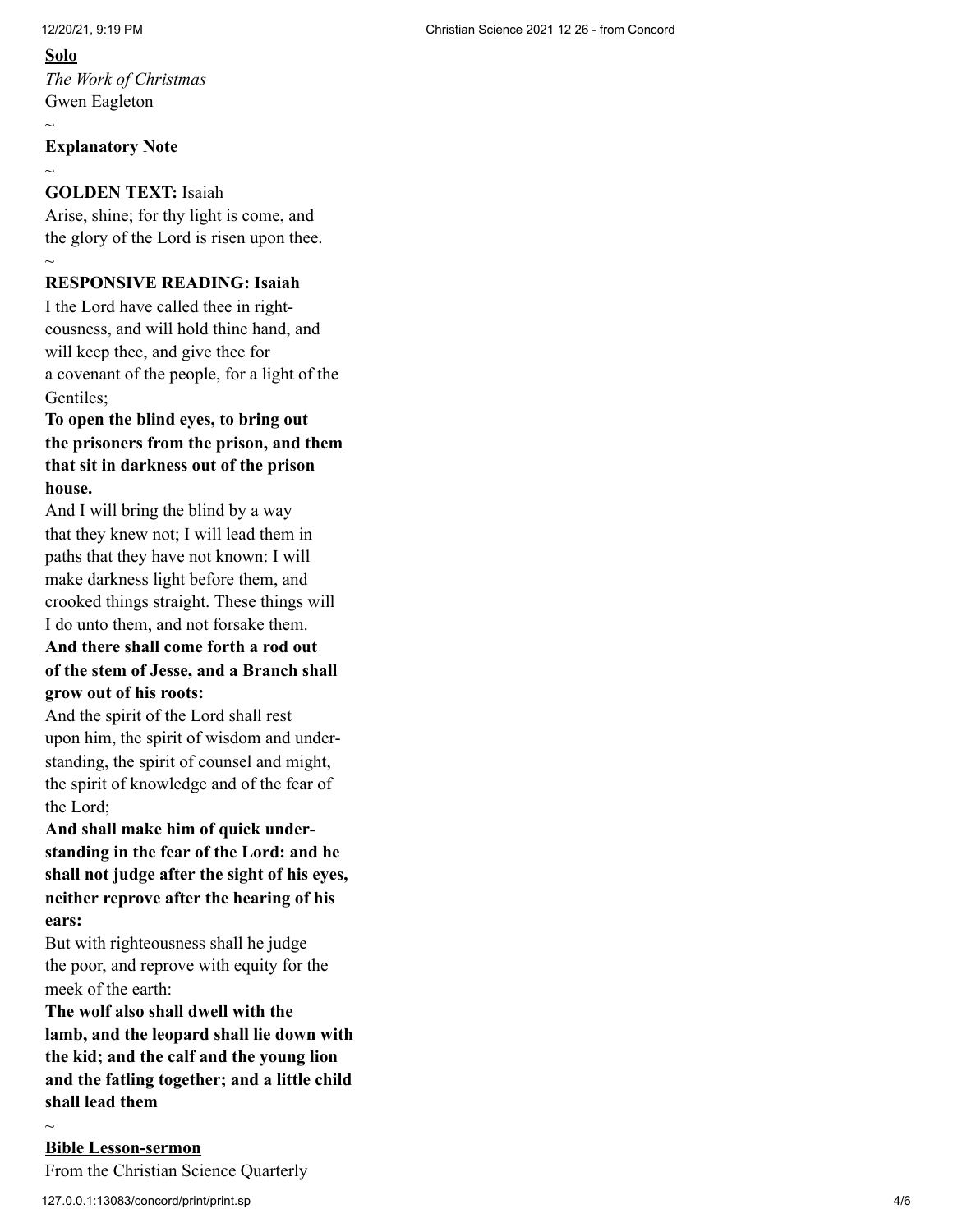**Solo**

*The Work of Christmas*

Gwen Eagleton

~

**Explanatory Note**

~

**GOLDEN TEXT:** Isaiah

Arise, shine; for thy light is come, and the glory of the Lord is risen upon thee.

~

**RESPONSIVE READING: Isaiah**

I the Lord have called thee in righteousness, and will hold thine hand, and will keep thee, and give thee for a covenant of the people, for a light of the Gentiles;

**To open the blind eyes, to bring out the prisoners from the prison, and them that sit in darkness out of the prison house.**

And I will bring the blind by a way that they knew not; I will lead them in paths that they have not known: I will make darkness light before them, and crooked things straight. These things will I do unto them, and not forsake them.

**And there shall come forth a rod out of the stem of Jesse, and a Branch shall grow out of his roots:**

And the spirit of the Lord shall rest upon him, the spirit of wisdom and understanding, the spirit of counsel and might, the spirit of knowledge and of the fear of the Lord;

**And shall make him of quick understanding in the fear of the Lord: and he shall not judge after the sight of his eyes, neither reprove after the hearing of his ears:**

But with righteousness shall he judge the poor, and reprove with equity for the meek of the earth:

**The wolf also shall dwell with the lamb, and the leopard shall lie down with the kid; and the calf and the young lion and the fatling together; and a little child shall lead them**

~

**Bible Lesson-sermon**

From the Christian Science Quarterly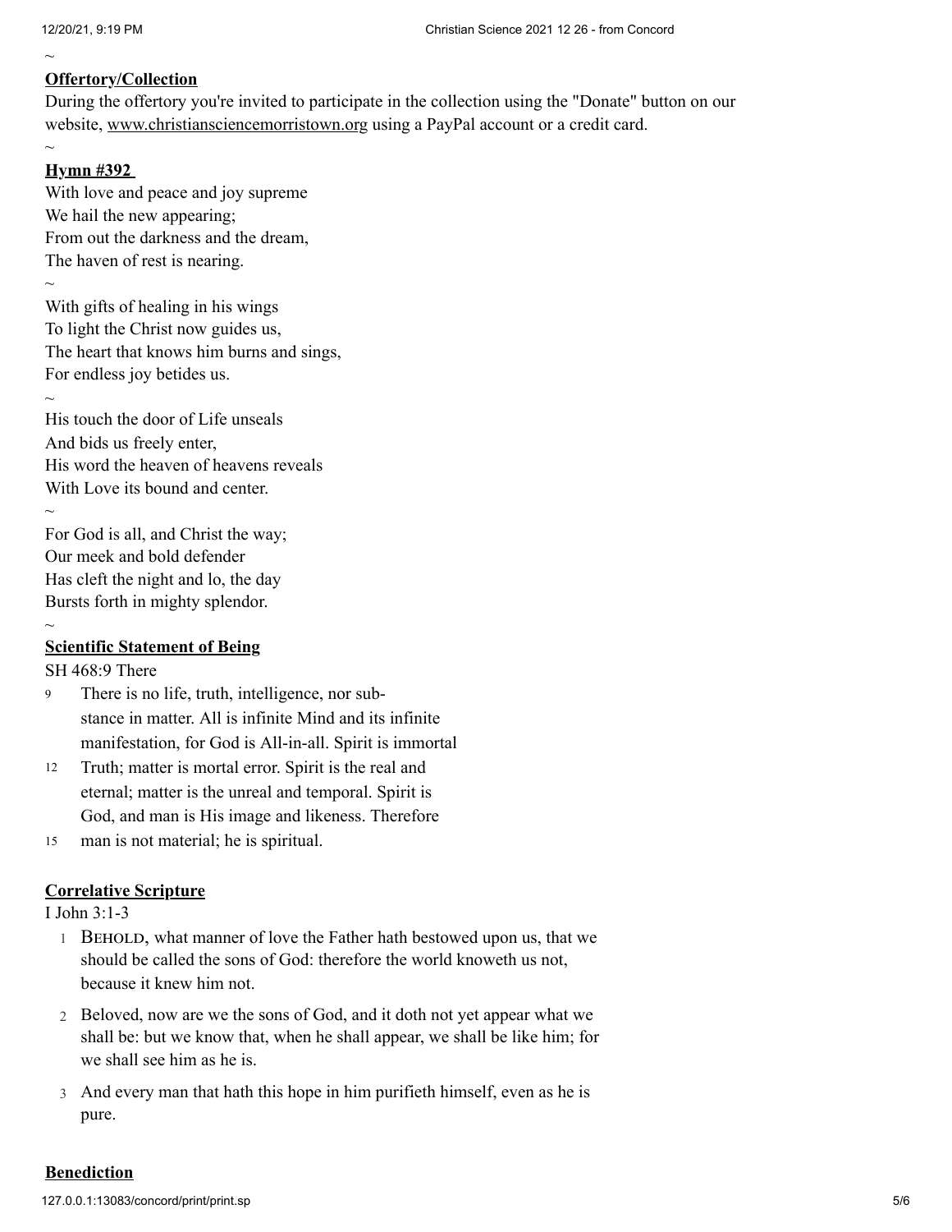~

**Offertory/Collection**

During the offertory you're invited to participate in the collection using the "Donate" button on our website, www.christiansciencemorristown.org using a PayPal account or a credit card.

~

**Hymn #392**

With love and peace and joy supreme
We hail the new appearing;
From out the darkness and the dream,
The haven of rest is nearing.

~

With gifts of healing in his wings
To light the Christ now guides us,
The heart that knows him burns and sings,
For endless joy betides us.

~

His touch the door of Life unseals
And bids us freely enter,
His word the heaven of heavens reveals
With Love its bound and center.

~

For God is all, and Christ the way;
Our meek and bold defender
Has cleft the night and lo, the day
Bursts forth in mighty splendor.

~

**Scientific Statement of Being**

SH 468:9 There

9 There is no life, truth, intelligence, nor substance in matter. All is infinite Mind and its infinite manifestation, for God is All-in-all. Spirit is immortal
12 Truth; matter is mortal error. Spirit is the real and eternal; matter is the unreal and temporal. Spirit is God, and man is His image and likeness. Therefore
15 man is not material; he is spiritual.

**Correlative Scripture**

I John 3:1-3

1 BEHOLD, what manner of love the Father hath bestowed upon us, that we should be called the sons of God: therefore the world knoweth us not, because it knew him not.

2 Beloved, now are we the sons of God, and it doth not yet appear what we shall be: but we know that, when he shall appear, we shall be like him; for we shall see him as he is.

3 And every man that hath this hope in him purifieth himself, even as he is pure.

**Benediction**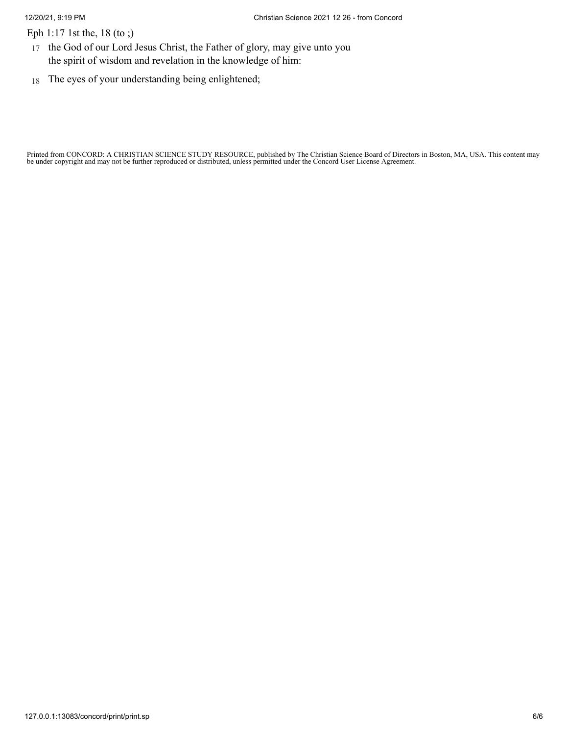Eph 1:17 1st the, 18 (to ;)

17 the God of our Lord Jesus Christ, the Father of glory, may give unto you the spirit of wisdom and revelation in the knowledge of him:

18 The eyes of your understanding being enlightened;

Printed from CONCORD: A CHRISTIAN SCIENCE STUDY RESOURCE, published by The Christian Science Board of Directors in Boston, MA, USA. This content may be under copyright and may not be further reproduced or distributed, unless permitted under the Concord User License Agreement.